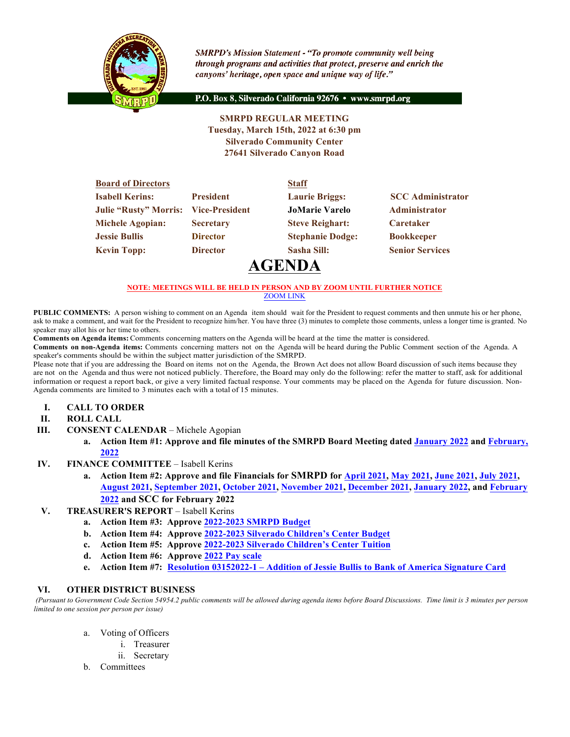*SMRPD's Mission Statement - "To promote community well being through programs and activities that protect, preserve and enrich the canyons' heritage, open space and unique way of life."*

**P.O. Box 8, Silverado California 92676 • www.smrpd.org**

**SMRPD REGULAR MEETING**
**Tuesday, March 15th, 2022 at 6:30 pm**
**Silverado Community Center**
**27641 Silverado Canyon Road**

| **Board of Directors** | | **Staff** | |
|---|---|---|---|
| **Isabell Kerins:** | **President** | **Laurie Briggs:** | **SCC Administrator** |
| **Julie "Rusty" Morris:** | **Vice-President** | **JoMarie Varelo** | **Administrator** |
| **Michele Agopian:** | **Secretary** | **Steve Reighart:** | **Caretaker** |
| **Jessie Bullis** | **Director** | **Stephanie Dodge:** | **Bookkeeper** |
| **Kevin Topp:** | **Director** | **Sasha Sill:** | **Senior Services** |

# AGENDA

**NOTE: MEETINGS WILL BE HELD IN PERSON AND BY ZOOM UNTIL FURTHER NOTICE**
ZOOM LINK

**PUBLIC COMMENTS:** A person wishing to comment on an Agenda item should wait for the President to request comments and then unmute his or her phone, ask to make a comment, and wait for the President to recognize him/her. You have three (3) minutes to complete those comments, unless a longer time is granted. No speaker may allot his or her time to others.

**Comments on Agenda items:** Comments concerning matters on the Agenda will be heard at the time the matter is considered.

**Comments on non-Agenda items:** Comments concerning matters not on the Agenda will be heard during the Public Comment section of the Agenda. A speaker's comments should be within the subject matter jurisdiction of the SMRPD.

Please note that if you are addressing the Board on items not on the Agenda, the Brown Act does not allow Board discussion of such items because they are not on the Agenda and thus were not noticed publicly. Therefore, the Board may only do the following: refer the matter to staff, ask for additional information or request a report back, or give a very limited factual response. Your comments may be placed on the Agenda for future discussion. Non-Agenda comments are limited to 3 minutes each with a total of 15 minutes.

I. **CALL TO ORDER**

II. **ROLL CALL**

III. **CONSENT CALENDAR** – Michele Agopian
   a. **Action Item #1: Approve and file minutes of the SMRPD Board Meeting dated January 2022 and February, 2022**

IV. **FINANCE COMMITTEE** – Isabell Kerins
   a. **Action Item #2: Approve and file Financials for SMRPD for April 2021, May 2021, June 2021, July 2021, August 2021, September 2021, October 2021, November 2021, December 2021, January 2022, and February 2022 and SCC for February 2022**

V. **TREASURER'S REPORT** – Isabell Kerins
   a. **Action Item #3: Approve 2022-2023 SMRPD Budget**
   b. **Action Item #4: Approve 2022-2023 Silverado Children's Center Budget**
   c. **Action Item #5: Approve 2022-2023 Silverado Children's Center Tuition**
   d. **Action Item #6: Approve 2022 Pay scale**
   e. **Action Item #7: Resolution 03152022-1 – Addition of Jessie Bullis to Bank of America Signature Card**

VI. **OTHER DISTRICT BUSINESS**

*(Pursuant to Government Code Section 54954.2 public comments will be allowed during agenda items before Board Discussions. Time limit is 3 minutes per person limited to one session per person per issue)*

   a. Voting of Officers
      i. Treasurer
      ii. Secretary
   b. Committees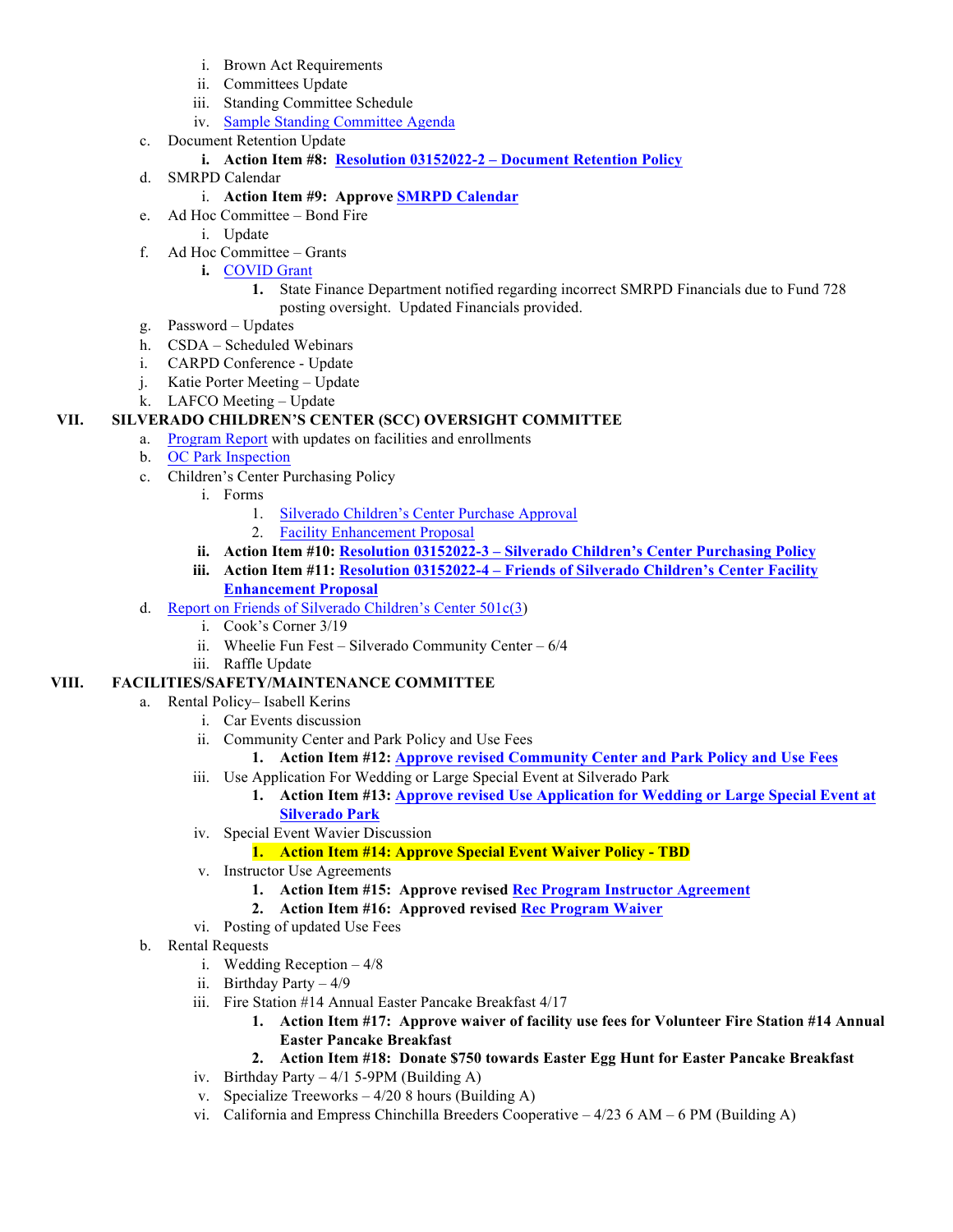- i. Brown Act Requirements
  - ii. Committees Update
  - iii. Standing Committee Schedule
  - iv. Sample Standing Committee Agenda
- c. Document Retention Update
  - **i. Action Item #8: Resolution 03152022-2 – Document Retention Policy**
- d. SMRPD Calendar
  - i. **Action Item #9: Approve SMRPD Calendar**
- e. Ad Hoc Committee – Bond Fire
  - i. Update
- f. Ad Hoc Committee – Grants
  - **i.** COVID Grant
    - **1.** State Finance Department notified regarding incorrect SMRPD Financials due to Fund 728 posting oversight. Updated Financials provided.
- g. Password – Updates
- h. CSDA – Scheduled Webinars
- i. CARPD Conference - Update
- j. Katie Porter Meeting – Update
- k. LAFCO Meeting – Update

## VII. SILVERADO CHILDREN'S CENTER (SCC) OVERSIGHT COMMITTEE

- a. Program Report with updates on facilities and enrollments
- b. OC Park Inspection
- c. Children's Center Purchasing Policy
  - i. Forms
    - 1. Silverado Children's Center Purchase Approval
    - 2. Facility Enhancement Proposal
  - **ii. Action Item #10: Resolution 03152022-3 – Silverado Children's Center Purchasing Policy**
  - **iii. Action Item #11: Resolution 03152022-4 – Friends of Silverado Children's Center Facility Enhancement Proposal**
- d. Report on Friends of Silverado Children's Center 501c(3)
  - i. Cook's Corner 3/19
  - ii. Wheelie Fun Fest – Silverado Community Center – 6/4
  - iii. Raffle Update

## VIII. FACILITIES/SAFETY/MAINTENANCE COMMITTEE

- a. Rental Policy– Isabell Kerins
  - i. Car Events discussion
  - ii. Community Center and Park Policy and Use Fees
    - **1. Action Item #12: Approve revised Community Center and Park Policy and Use Fees**
  - iii. Use Application For Wedding or Large Special Event at Silverado Park
    - **1. Action Item #13: Approve revised Use Application for Wedding or Large Special Event at Silverado Park**
  - iv. Special Event Wavier Discussion
    - **1. Action Item #14: Approve Special Event Waiver Policy - TBD**
  - v. Instructor Use Agreements
    - **1. Action Item #15: Approve revised Rec Program Instructor Agreement**
    - **2. Action Item #16: Approved revised Rec Program Waiver**
  - vi. Posting of updated Use Fees
- b. Rental Requests
  - i. Wedding Reception – 4/8
  - ii. Birthday Party – 4/9
  - iii. Fire Station #14 Annual Easter Pancake Breakfast 4/17
    - **1. Action Item #17: Approve waiver of facility use fees for Volunteer Fire Station #14 Annual Easter Pancake Breakfast**
    - **2. Action Item #18: Donate $750 towards Easter Egg Hunt for Easter Pancake Breakfast**
  - iv. Birthday Party – 4/1 5-9PM (Building A)
  - v. Specialize Treeworks – 4/20 8 hours (Building A)
  - vi. California and Empress Chinchilla Breeders Cooperative – 4/23 6 AM – 6 PM (Building A)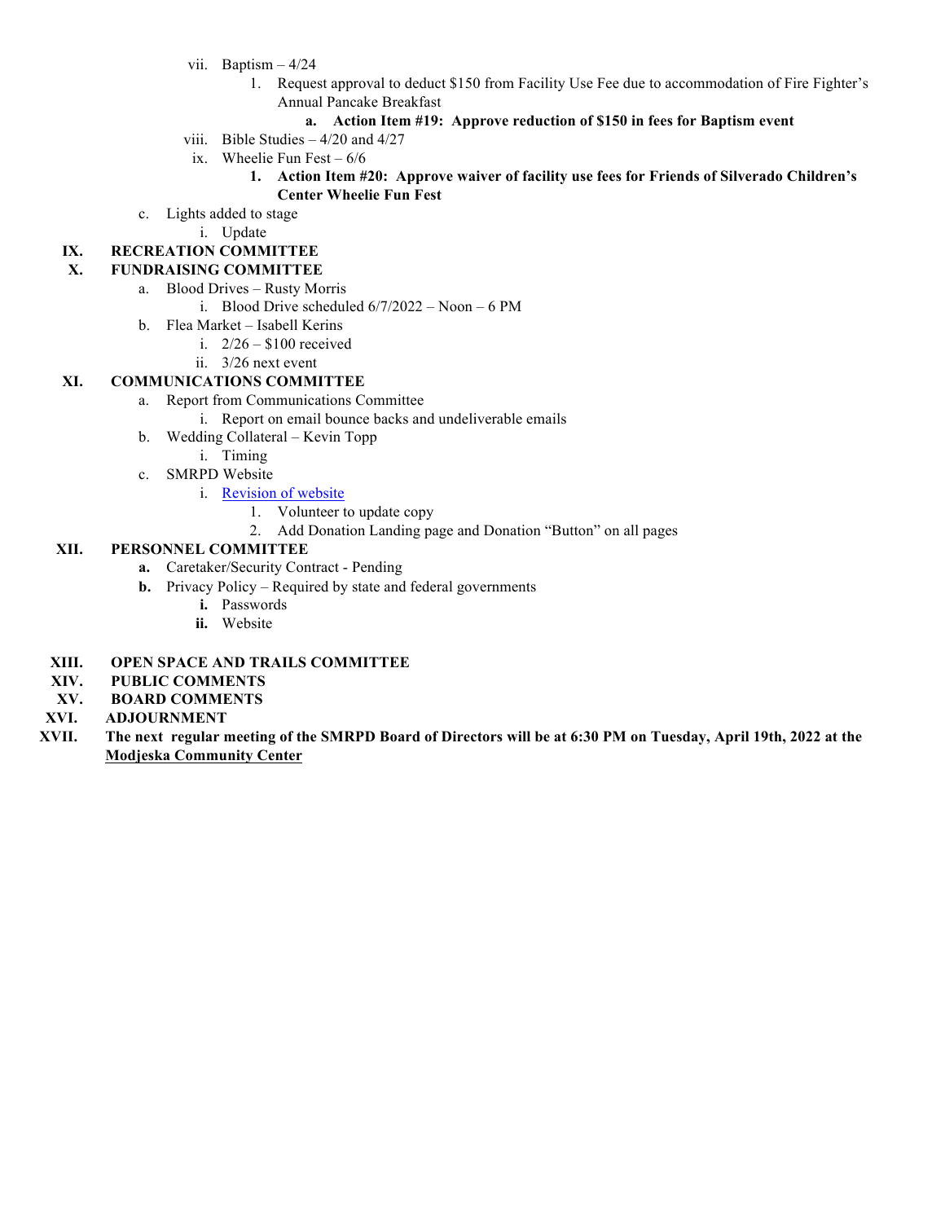vii. Baptism – 4/24
   1. Request approval to deduct $150 from Facility Use Fee due to accommodation of Fire Fighter's Annual Pancake Breakfast
      a. **Action Item #19: Approve reduction of $150 in fees for Baptism event**

viii. Bible Studies – 4/20 and 4/27

ix. Wheelie Fun Fest – 6/6
   1. **Action Item #20: Approve waiver of facility use fees for Friends of Silverado Children's Center Wheelie Fun Fest**

c. Lights added to stage
   i. Update

**IX. RECREATION COMMITTEE**

**X. FUNDRAISING COMMITTEE**

a. Blood Drives – Rusty Morris
   i. Blood Drive scheduled 6/7/2022 – Noon – 6 PM

b. Flea Market – Isabell Kerins
   i. 2/26 – $100 received
   ii. 3/26 next event

**XI. COMMUNICATIONS COMMITTEE**

a. Report from Communications Committee
   i. Report on email bounce backs and undeliverable emails

b. Wedding Collateral – Kevin Topp
   i. Timing

c. SMRPD Website
   i. Revision of website
      1. Volunteer to update copy
      2. Add Donation Landing page and Donation "Button" on all pages

**XII. PERSONNEL COMMITTEE**

**a.** Caretaker/Security Contract - Pending

**b.** Privacy Policy – Required by state and federal governments
   **i.** Passwords
   **ii.** Website

**XIII. OPEN SPACE AND TRAILS COMMITTEE**

**XIV. PUBLIC COMMENTS**

**XV. BOARD COMMENTS**

**XVI. ADJOURNMENT**

**XVII. The next regular meeting of the SMRPD Board of Directors will be at 6:30 PM on Tuesday, April 19th, 2022 at the Modjeska Community Center**